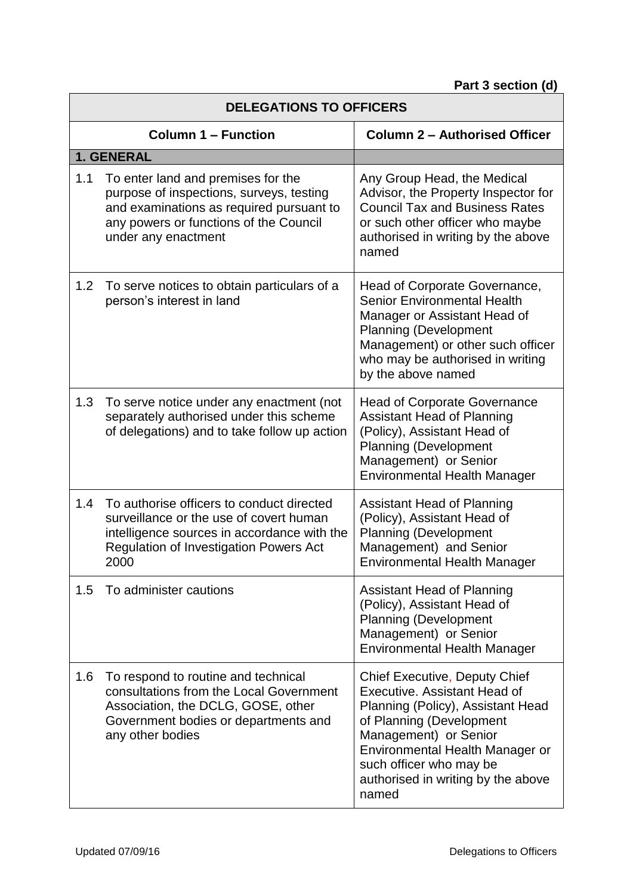**Part 3 section (d)**

| DELEGATIONS TO OFFICERS | |
|---|---|
| **Column 1 – Function** | **Column 2 – Authorised Officer** |
| **1. GENERAL** | |
| 1.1 To enter land and premises for the purpose of inspections, surveys, testing and examinations as required pursuant to any powers or functions of the Council under any enactment | Any Group Head, the Medical Advisor, the Property Inspector for Council Tax and Business Rates or such other officer who maybe authorised in writing by the above named |
| 1.2 To serve notices to obtain particulars of a person's interest in land | Head of Corporate Governance, Senior Environmental Health Manager or Assistant Head of Planning (Development Management) or other such officer who may be authorised in writing by the above named |
| 1.3 To serve notice under any enactment (not separately authorised under this scheme of delegations) and to take follow up action | Head of Corporate Governance Assistant Head of Planning (Policy), Assistant Head of Planning (Development Management) or Senior Environmental Health Manager |
| 1.4 To authorise officers to conduct directed surveillance or the use of covert human intelligence sources in accordance with the Regulation of Investigation Powers Act 2000 | Assistant Head of Planning (Policy), Assistant Head of Planning (Development Management) and Senior Environmental Health Manager |
| 1.5 To administer cautions | Assistant Head of Planning (Policy), Assistant Head of Planning (Development Management) or Senior Environmental Health Manager |
| 1.6 To respond to routine and technical consultations from the Local Government Association, the DCLG, GOSE, other Government bodies or departments and any other bodies | Chief Executive, Deputy Chief Executive. Assistant Head of Planning (Policy), Assistant Head of Planning (Development Management) or Senior Environmental Health Manager or such officer who may be authorised in writing by the above named |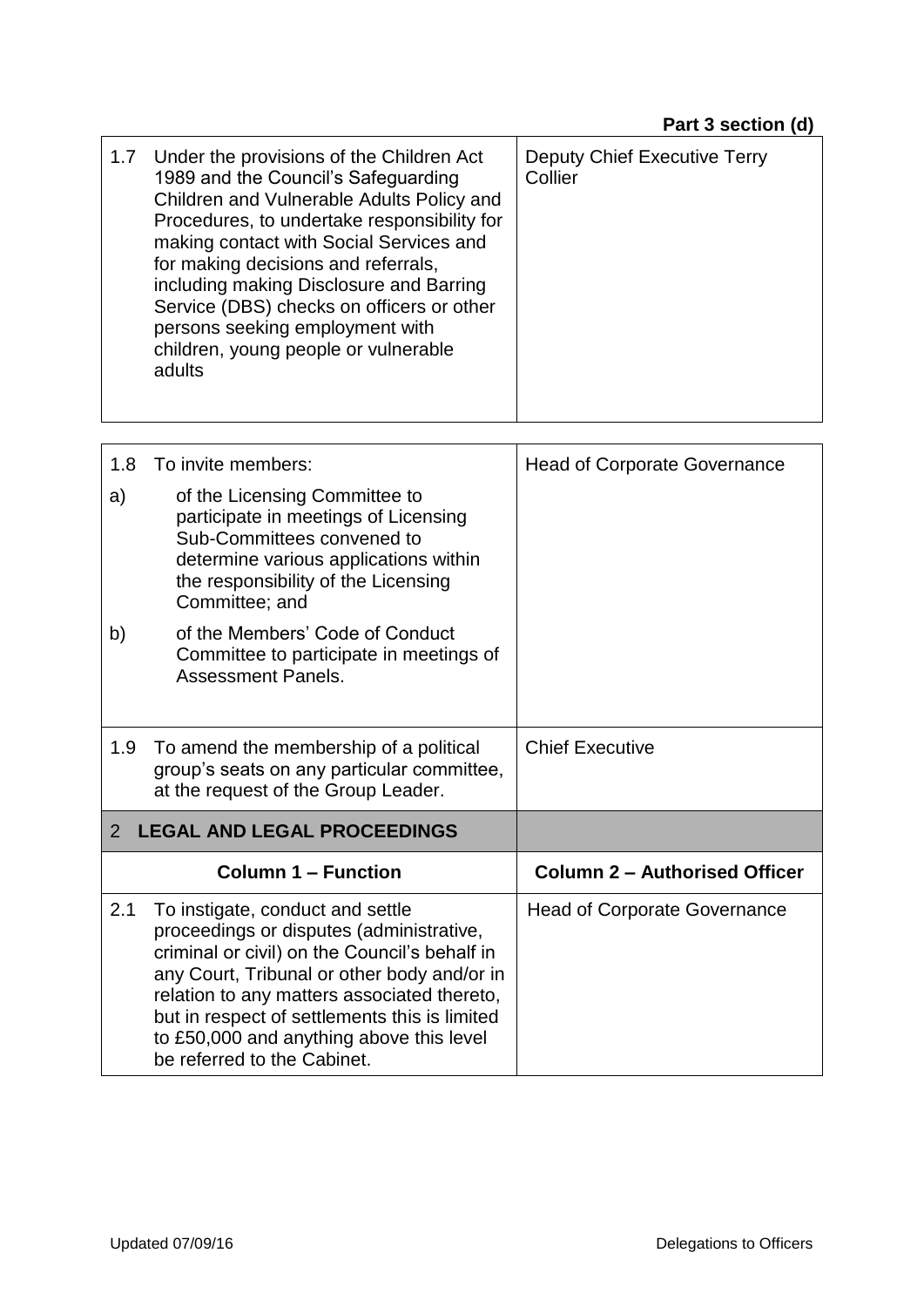| | |
|---|---|
| 1.7 Under the provisions of the Children Act 1989 and the Council's Safeguarding Children and Vulnerable Adults Policy and Procedures, to undertake responsibility for making contact with Social Services and for making decisions and referrals, including making Disclosure and Barring Service (DBS) checks on officers or other persons seeking employment with children, young people or vulnerable adults | Deputy Chief Executive Terry Collier |

| | |
|---|---|
| 1.8 To invite members:<br>a) of the Licensing Committee to participate in meetings of Licensing Sub-Committees convened to determine various applications within the responsibility of the Licensing Committee; and<br>b) of the Members' Code of Conduct Committee to participate in meetings of Assessment Panels. | Head of Corporate Governance |
| 1.9 To amend the membership of a political group's seats on any particular committee, at the request of the Group Leader. | Chief Executive |
| **2 LEGAL AND LEGAL PROCEEDINGS** | |
| **Column 1 – Function** | **Column 2 – Authorised Officer** |
| 2.1 To instigate, conduct and settle proceedings or disputes (administrative, criminal or civil) on the Council's behalf in any Court, Tribunal or other body and/or in relation to any matters associated thereto, but in respect of settlements this is limited to £50,000 and anything above this level be referred to the Cabinet. | Head of Corporate Governance |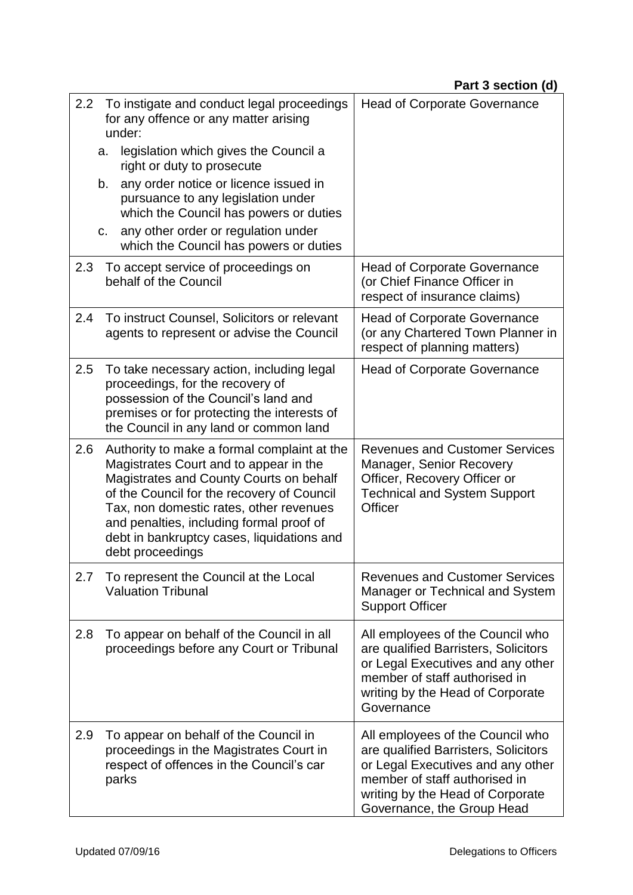**Part 3 section (d)**

| | |
|---|---|
| 2.2 To instigate and conduct legal proceedings for any offence or any matter arising under:<br>a. legislation which gives the Council a right or duty to prosecute<br>b. any order notice or licence issued in pursuance to any legislation under which the Council has powers or duties<br>c. any other order or regulation under which the Council has powers or duties | Head of Corporate Governance |
| 2.3 To accept service of proceedings on behalf of the Council | Head of Corporate Governance (or Chief Finance Officer in respect of insurance claims) |
| 2.4 To instruct Counsel, Solicitors or relevant agents to represent or advise the Council | Head of Corporate Governance (or any Chartered Town Planner in respect of planning matters) |
| 2.5 To take necessary action, including legal proceedings, for the recovery of possession of the Council's land and premises or for protecting the interests of the Council in any land or common land | Head of Corporate Governance |
| 2.6 Authority to make a formal complaint at the Magistrates Court and to appear in the Magistrates and County Courts on behalf of the Council for the recovery of Council Tax, non domestic rates, other revenues and penalties, including formal proof of debt in bankruptcy cases, liquidations and debt proceedings | Revenues and Customer Services Manager, Senior Recovery Officer, Recovery Officer or Technical and System Support Officer |
| 2.7 To represent the Council at the Local Valuation Tribunal | Revenues and Customer Services Manager or Technical and System Support Officer |
| 2.8 To appear on behalf of the Council in all proceedings before any Court or Tribunal | All employees of the Council who are qualified Barristers, Solicitors or Legal Executives and any other member of staff authorised in writing by the Head of Corporate Governance |
| 2.9 To appear on behalf of the Council in proceedings in the Magistrates Court in respect of offences in the Council's car parks | All employees of the Council who are qualified Barristers, Solicitors or Legal Executives and any other member of staff authorised in writing by the Head of Corporate Governance, the Group Head |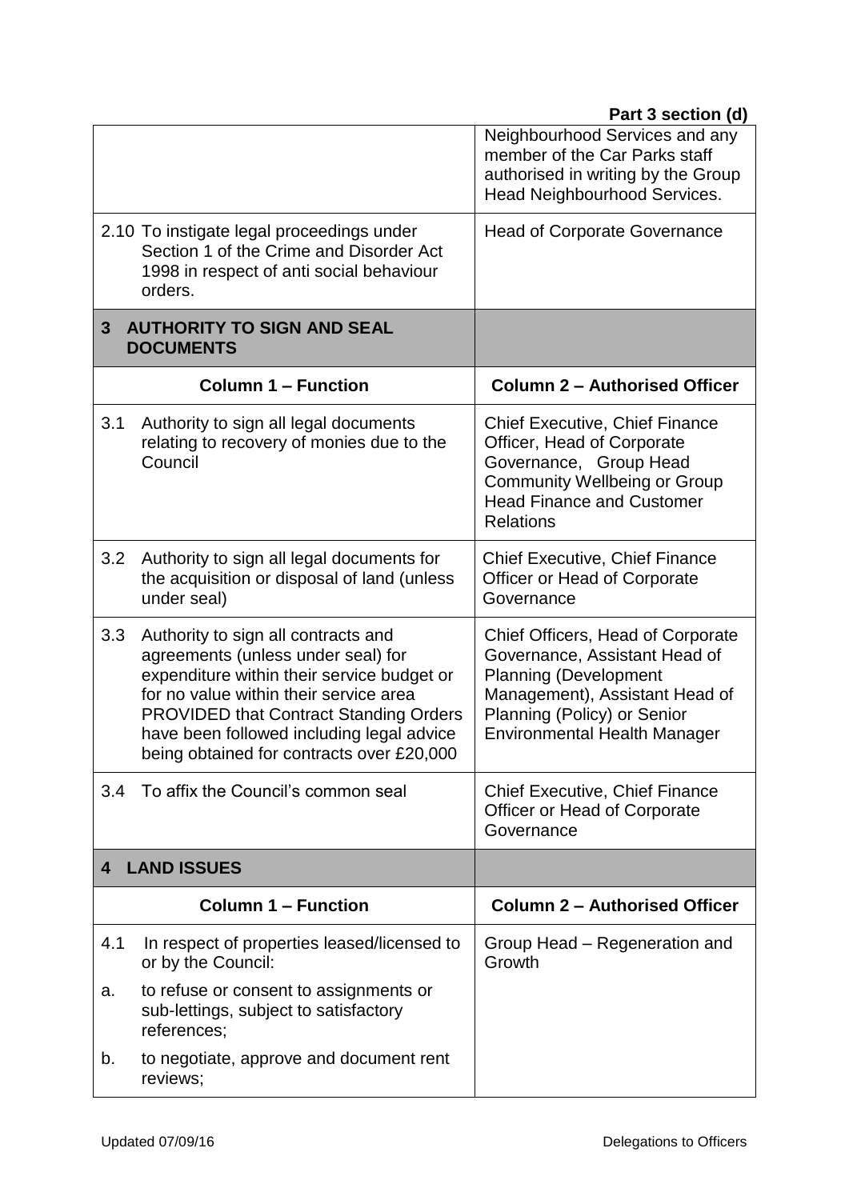| | |
|---|---|
| | Neighbourhood Services and any member of the Car Parks staff authorised in writing by the Group Head Neighbourhood Services. |
| 2.10 To instigate legal proceedings under Section 1 of the Crime and Disorder Act 1998 in respect of anti social behaviour orders. | Head of Corporate Governance |
| **3 AUTHORITY TO SIGN AND SEAL DOCUMENTS** | |
| **Column 1 – Function** | **Column 2 – Authorised Officer** |
| 3.1 Authority to sign all legal documents relating to recovery of monies due to the Council | Chief Executive, Chief Finance Officer, Head of Corporate Governance, Group Head Community Wellbeing or Group Head Finance and Customer Relations |
| 3.2 Authority to sign all legal documents for the acquisition or disposal of land (unless under seal) | Chief Executive, Chief Finance Officer or Head of Corporate Governance |
| 3.3 Authority to sign all contracts and agreements (unless under seal) for expenditure within their service budget or for no value within their service area PROVIDED that Contract Standing Orders have been followed including legal advice being obtained for contracts over £20,000 | Chief Officers, Head of Corporate Governance, Assistant Head of Planning (Development Management), Assistant Head of Planning (Policy) or Senior Environmental Health Manager |
| 3.4 To affix the Council's common seal | Chief Executive, Chief Finance Officer or Head of Corporate Governance |
| **4 LAND ISSUES** | |
| **Column 1 – Function** | **Column 2 – Authorised Officer** |
| 4.1 In respect of properties leased/licensed to or by the Council:<br>a. to refuse or consent to assignments or sub-lettings, subject to satisfactory references;<br>b. to negotiate, approve and document rent reviews; | Group Head – Regeneration and Growth |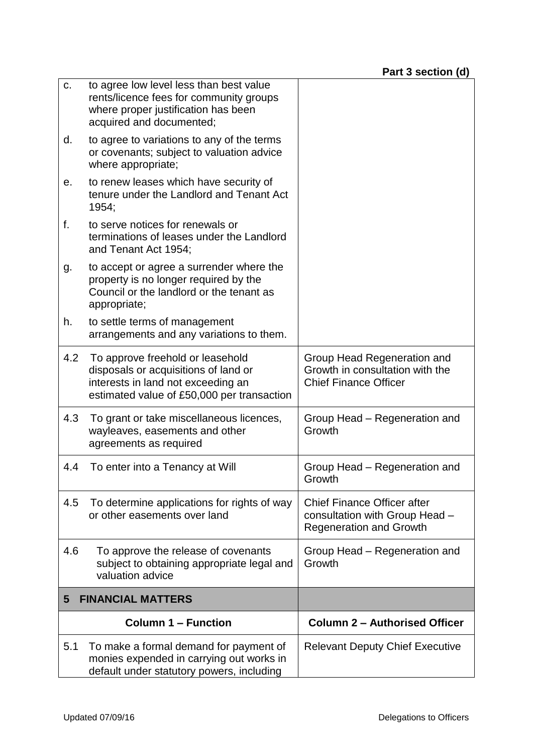| | |
|---|---|
| c. to agree low level less than best value rents/licence fees for community groups where proper justification has been acquired and documented;<br>d. to agree to variations to any of the terms or covenants; subject to valuation advice where appropriate;<br>e. to renew leases which have security of tenure under the Landlord and Tenant Act 1954;<br>f. to serve notices for renewals or terminations of leases under the Landlord and Tenant Act 1954;<br>g. to accept or agree a surrender where the property is no longer required by the Council or the landlord or the tenant as appropriate;<br>h. to settle terms of management arrangements and any variations to them. | |
| 4.2 To approve freehold or leasehold disposals or acquisitions of land or interests in land not exceeding an estimated value of £50,000 per transaction | Group Head Regeneration and Growth in consultation with the Chief Finance Officer |
| 4.3 To grant or take miscellaneous licences, wayleaves, easements and other agreements as required | Group Head – Regeneration and Growth |
| 4.4 To enter into a Tenancy at Will | Group Head – Regeneration and Growth |
| 4.5 To determine applications for rights of way or other easements over land | Chief Finance Officer after consultation with Group Head – Regeneration and Growth |
| 4.6 To approve the release of covenants subject to obtaining appropriate legal and valuation advice | Group Head – Regeneration and Growth |
| **5 FINANCIAL MATTERS** | |
| **Column 1 – Function** | **Column 2 – Authorised Officer** |
| 5.1 To make a formal demand for payment of monies expended in carrying out works in default under statutory powers, including | Relevant Deputy Chief Executive |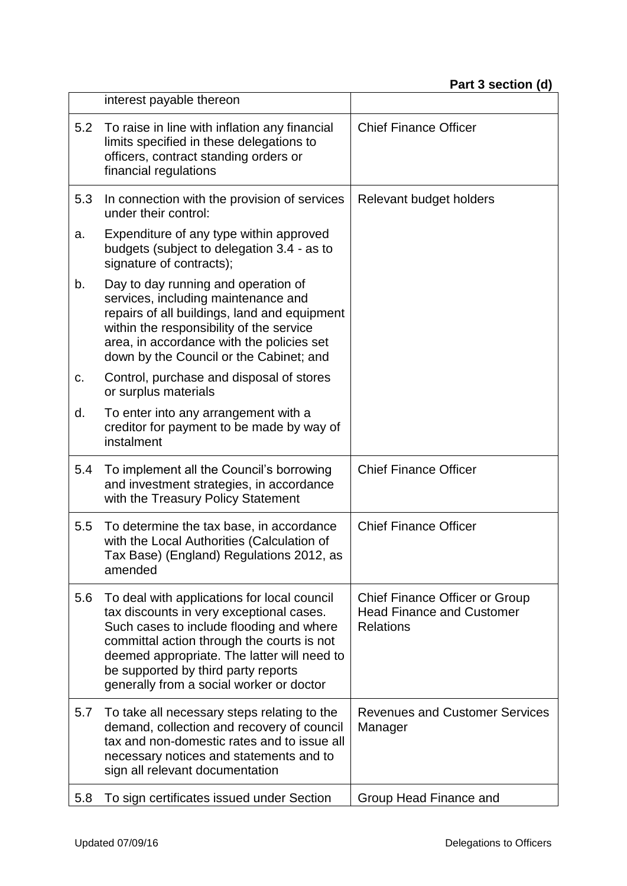| | | |
|---|---|---|
| | interest payable thereon | |
| 5.2 | To raise in line with inflation any financial limits specified in these delegations to officers, contract standing orders or financial regulations | Chief Finance Officer |
| 5.3 | In connection with the provision of services under their control: | Relevant budget holders |
| a. | Expenditure of any type within approved budgets (subject to delegation 3.4 - as to signature of contracts); | |
| b. | Day to day running and operation of services, including maintenance and repairs of all buildings, land and equipment within the responsibility of the service area, in accordance with the policies set down by the Council or the Cabinet; and | |
| c. | Control, purchase and disposal of stores or surplus materials | |
| d. | To enter into any arrangement with a creditor for payment to be made by way of instalment | |
| 5.4 | To implement all the Council's borrowing and investment strategies, in accordance with the Treasury Policy Statement | Chief Finance Officer |
| 5.5 | To determine the tax base, in accordance with the Local Authorities (Calculation of Tax Base) (England) Regulations 2012, as amended | Chief Finance Officer |
| 5.6 | To deal with applications for local council tax discounts in very exceptional cases. Such cases to include flooding and where committal action through the courts is not deemed appropriate. The latter will need to be supported by third party reports generally from a social worker or doctor | Chief Finance Officer or Group Head Finance and Customer Relations |
| 5.7 | To take all necessary steps relating to the demand, collection and recovery of council tax and non-domestic rates and to issue all necessary notices and statements and to sign all relevant documentation | Revenues and Customer Services Manager |
| 5.8 | To sign certificates issued under Section | Group Head Finance and |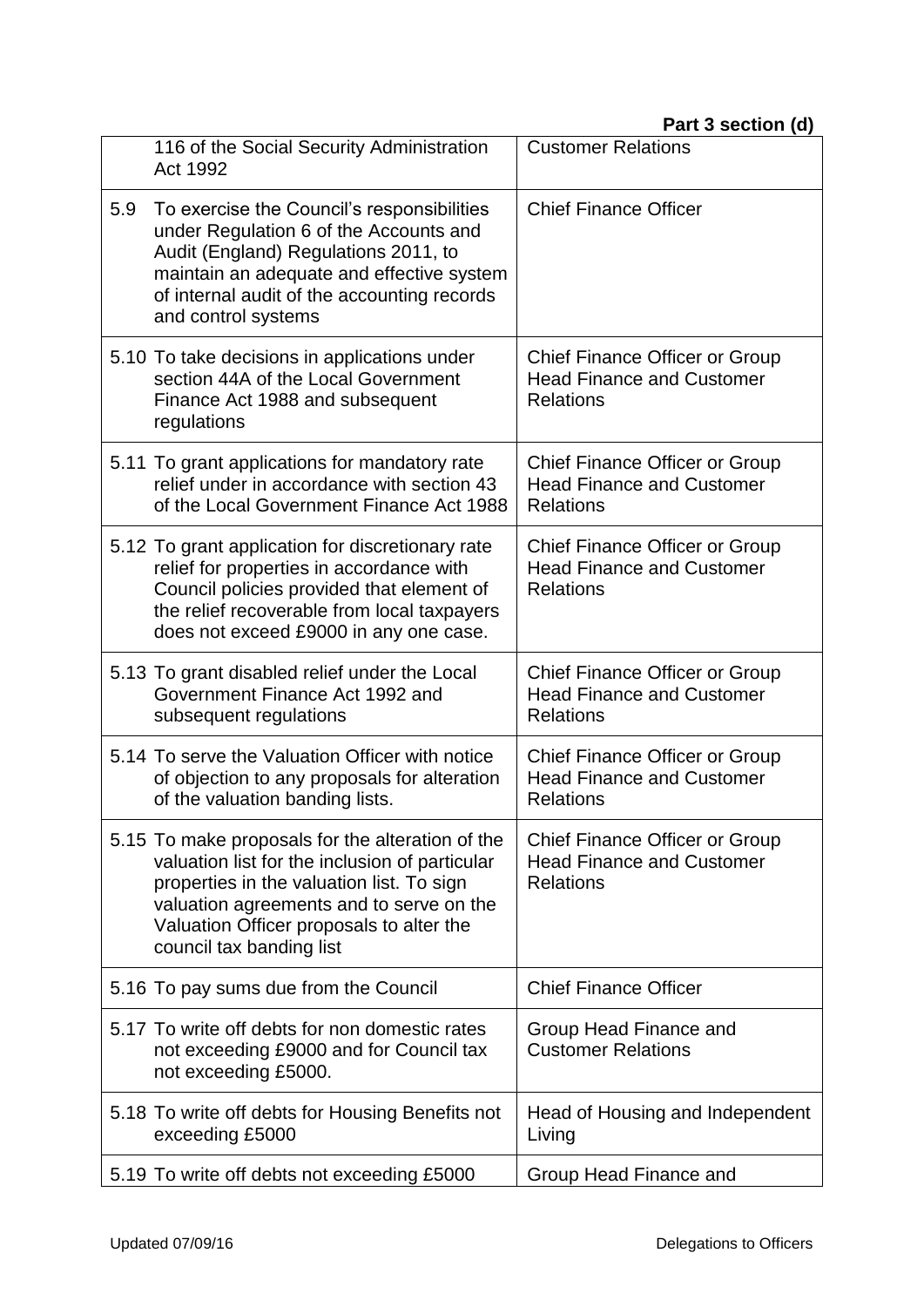| | |
|---|---|
| 116 of the Social Security Administration Act 1992 | Customer Relations |
| 5.9 To exercise the Council's responsibilities under Regulation 6 of the Accounts and Audit (England) Regulations 2011, to maintain an adequate and effective system of internal audit of the accounting records and control systems | Chief Finance Officer |
| 5.10 To take decisions in applications under section 44A of the Local Government Finance Act 1988 and subsequent regulations | Chief Finance Officer or Group Head Finance and Customer Relations |
| 5.11 To grant applications for mandatory rate relief under in accordance with section 43 of the Local Government Finance Act 1988 | Chief Finance Officer or Group Head Finance and Customer Relations |
| 5.12 To grant application for discretionary rate relief for properties in accordance with Council policies provided that element of the relief recoverable from local taxpayers does not exceed £9000 in any one case. | Chief Finance Officer or Group Head Finance and Customer Relations |
| 5.13 To grant disabled relief under the Local Government Finance Act 1992 and subsequent regulations | Chief Finance Officer or Group Head Finance and Customer Relations |
| 5.14 To serve the Valuation Officer with notice of objection to any proposals for alteration of the valuation banding lists. | Chief Finance Officer or Group Head Finance and Customer Relations |
| 5.15 To make proposals for the alteration of the valuation list for the inclusion of particular properties in the valuation list. To sign valuation agreements and to serve on the Valuation Officer proposals to alter the council tax banding list | Chief Finance Officer or Group Head Finance and Customer Relations |
| 5.16 To pay sums due from the Council | Chief Finance Officer |
| 5.17 To write off debts for non domestic rates not exceeding £9000 and for Council tax not exceeding £5000. | Group Head Finance and Customer Relations |
| 5.18 To write off debts for Housing Benefits not exceeding £5000 | Head of Housing and Independent Living |
| 5.19 To write off debts not exceeding £5000 | Group Head Finance and |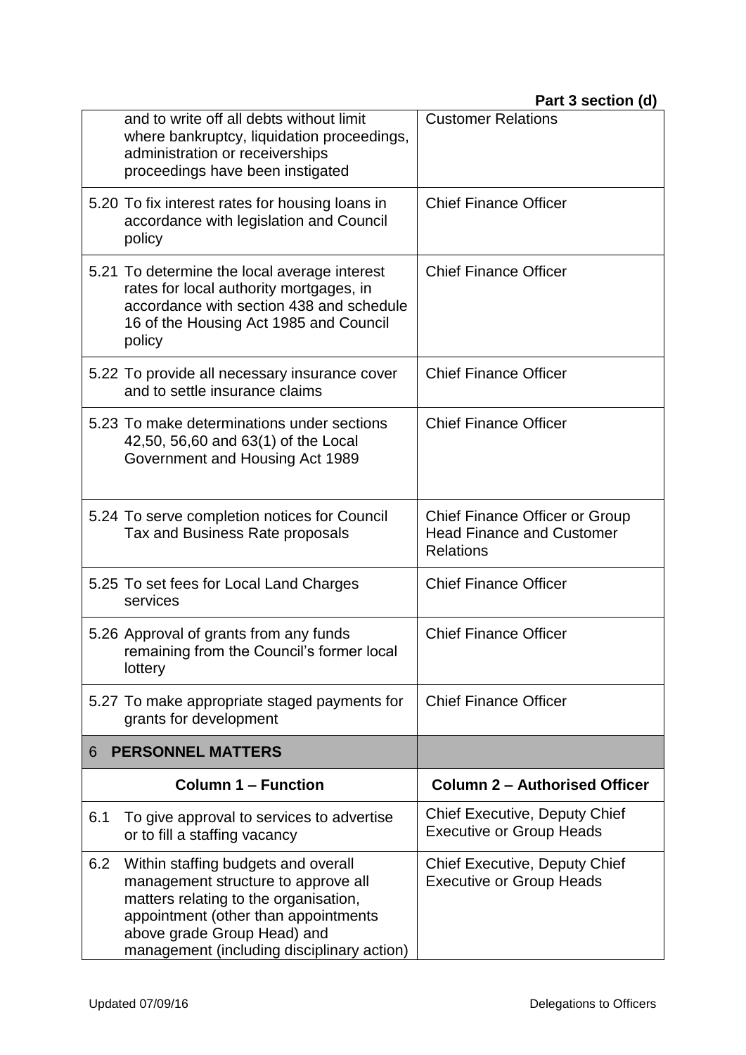| | |
|---|---|
| and to write off all debts without limit where bankruptcy, liquidation proceedings, administration or receiverships proceedings have been instigated | Customer Relations |
| 5.20 To fix interest rates for housing loans in accordance with legislation and Council policy | Chief Finance Officer |
| 5.21 To determine the local average interest rates for local authority mortgages, in accordance with section 438 and schedule 16 of the Housing Act 1985 and Council policy | Chief Finance Officer |
| 5.22 To provide all necessary insurance cover and to settle insurance claims | Chief Finance Officer |
| 5.23 To make determinations under sections 42,50, 56,60 and 63(1) of the Local Government and Housing Act 1989 | Chief Finance Officer |
| 5.24 To serve completion notices for Council Tax and Business Rate proposals | Chief Finance Officer or Group Head Finance and Customer Relations |
| 5.25 To set fees for Local Land Charges services | Chief Finance Officer |
| 5.26 Approval of grants from any funds remaining from the Council's former local lottery | Chief Finance Officer |
| 5.27 To make appropriate staged payments for grants for development | Chief Finance Officer |
| 6 **PERSONNEL MATTERS** | |
| **Column 1 – Function** | **Column 2 – Authorised Officer** |
| 6.1 To give approval to services to advertise or to fill a staffing vacancy | Chief Executive, Deputy Chief Executive or Group Heads |
| 6.2 Within staffing budgets and overall management structure to approve all matters relating to the organisation, appointment (other than appointments above grade Group Head) and management (including disciplinary action) | Chief Executive, Deputy Chief Executive or Group Heads |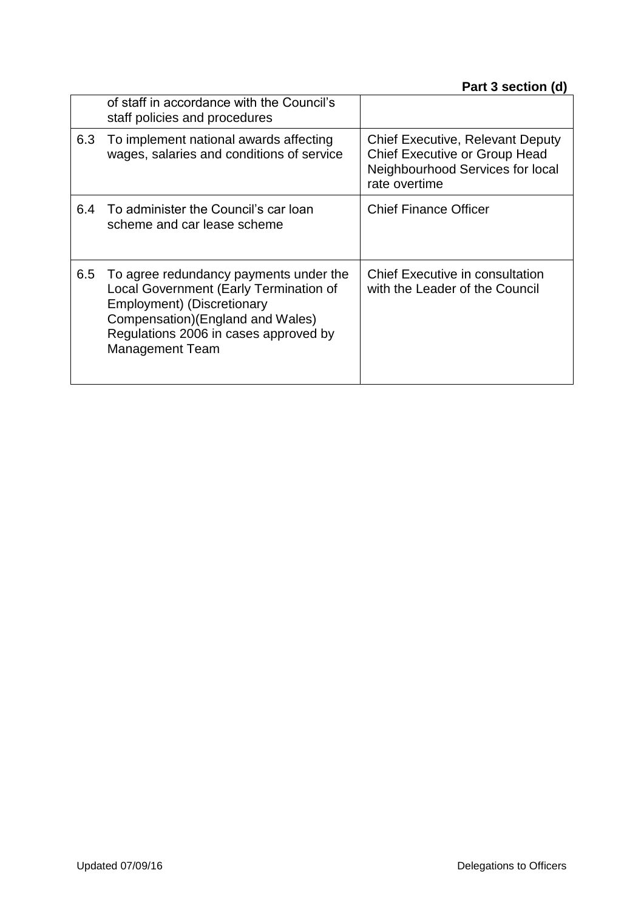| | | |
|---|---|---|
| | of staff in accordance with the Council's staff policies and procedures | |
| 6.3 | To implement national awards affecting wages, salaries and conditions of service | Chief Executive, Relevant Deputy Chief Executive or Group Head Neighbourhood Services for local rate overtime |
| 6.4 | To administer the Council's car loan scheme and car lease scheme | Chief Finance Officer |
| 6.5 | To agree redundancy payments under the Local Government (Early Termination of Employment) (Discretionary Compensation)(England and Wales) Regulations 2006 in cases approved by Management Team | Chief Executive in consultation with the Leader of the Council |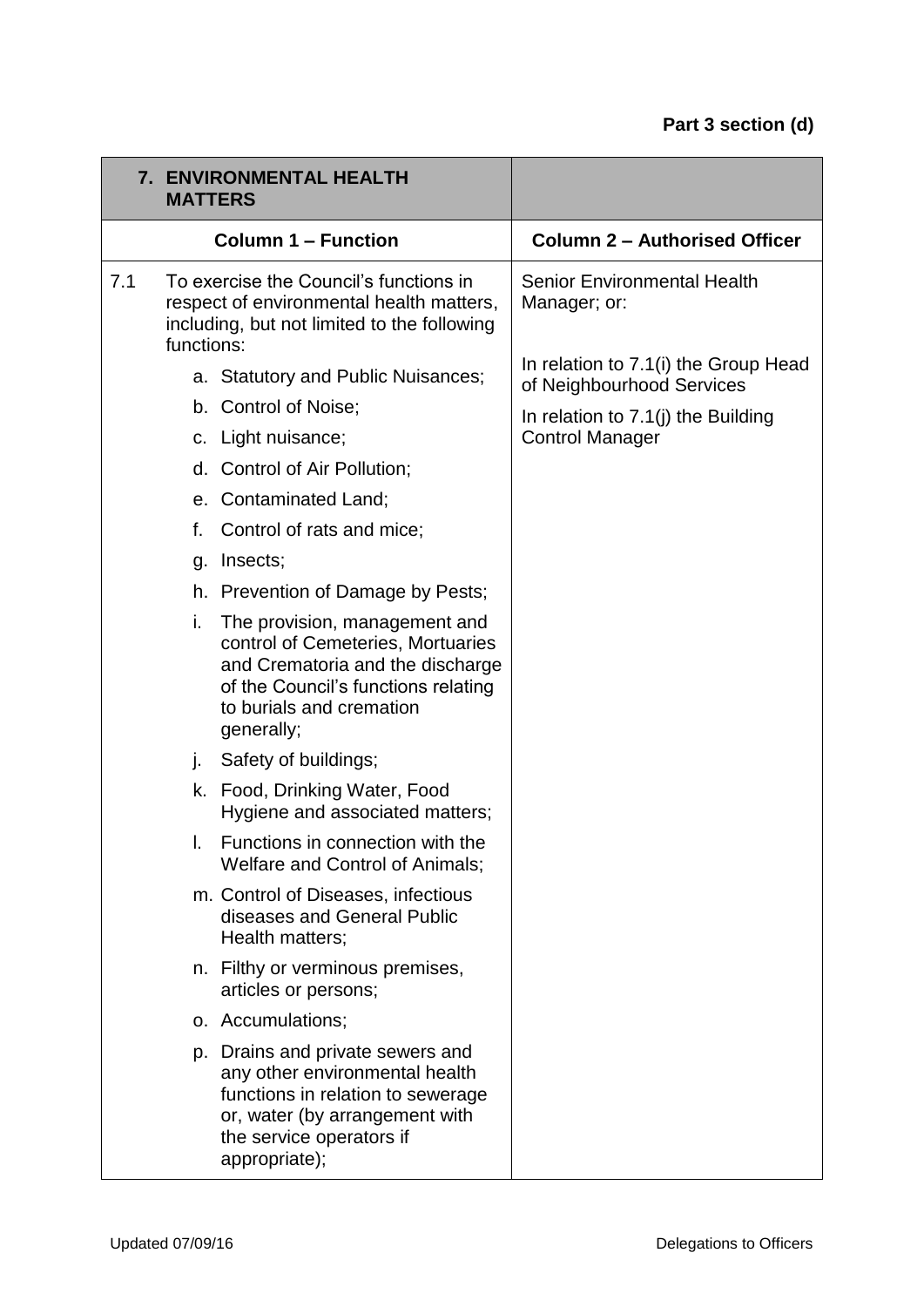**Part 3 section (d)**

| 7. ENVIRONMENTAL HEALTH MATTERS | |
|---|---|
| **Column 1 – Function** | **Column 2 – Authorised Officer** |
| 7.1 To exercise the Council's functions in respect of environmental health matters, including, but not limited to the following functions:<br>a. Statutory and Public Nuisances;<br>b. Control of Noise;<br>c. Light nuisance;<br>d. Control of Air Pollution;<br>e. Contaminated Land;<br>f. Control of rats and mice;<br>g. Insects;<br>h. Prevention of Damage by Pests;<br>i. The provision, management and control of Cemeteries, Mortuaries and Crematoria and the discharge of the Council's functions relating to burials and cremation generally;<br>j. Safety of buildings;<br>k. Food, Drinking Water, Food Hygiene and associated matters;<br>l. Functions in connection with the Welfare and Control of Animals;<br>m. Control of Diseases, infectious diseases and General Public Health matters;<br>n. Filthy or verminous premises, articles or persons;<br>o. Accumulations;<br>p. Drains and private sewers and any other environmental health functions in relation to sewerage or, water (by arrangement with the service operators if appropriate); | Senior Environmental Health Manager; or:<br><br>In relation to 7.1(i) the Group Head of Neighbourhood Services<br><br>In relation to 7.1(j) the Building Control Manager |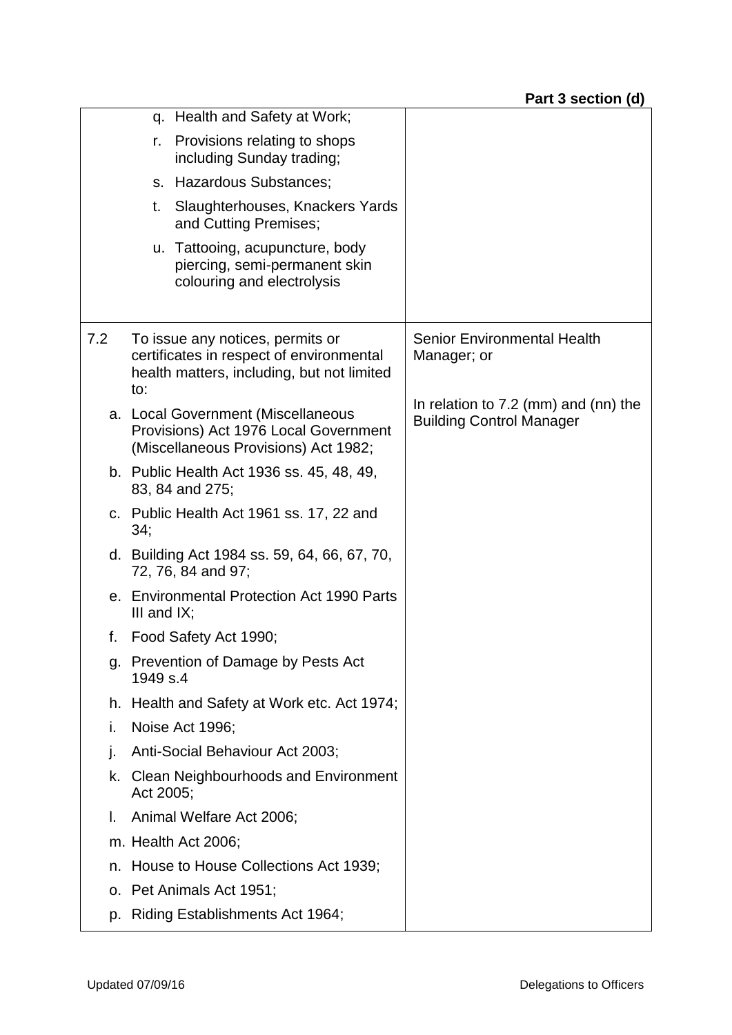**Part 3 section (d)**

| | |
|---|---|
| q. Health and Safety at Work;<br>r. Provisions relating to shops including Sunday trading;<br>s. Hazardous Substances;<br>t. Slaughterhouses, Knackers Yards and Cutting Premises;<br>u. Tattooing, acupuncture, body piercing, semi-permanent skin colouring and electrolysis | |
| 7.2 To issue any notices, permits or certificates in respect of environmental health matters, including, but not limited to:<br>a. Local Government (Miscellaneous Provisions) Act 1976 Local Government (Miscellaneous Provisions) Act 1982;<br>b. Public Health Act 1936 ss. 45, 48, 49, 83, 84 and 275;<br>c. Public Health Act 1961 ss. 17, 22 and 34;<br>d. Building Act 1984 ss. 59, 64, 66, 67, 70, 72, 76, 84 and 97;<br>e. Environmental Protection Act 1990 Parts III and IX;<br>f. Food Safety Act 1990;<br>g. Prevention of Damage by Pests Act 1949 s.4<br>h. Health and Safety at Work etc. Act 1974;<br>i. Noise Act 1996;<br>j. Anti-Social Behaviour Act 2003;<br>k. Clean Neighbourhoods and Environment Act 2005;<br>l. Animal Welfare Act 2006;<br>m. Health Act 2006;<br>n. House to House Collections Act 1939;<br>o. Pet Animals Act 1951;<br>p. Riding Establishments Act 1964; | Senior Environmental Health Manager; or<br><br>In relation to 7.2 (mm) and (nn) the Building Control Manager |

Updated 07/09/16 — Delegations to Officers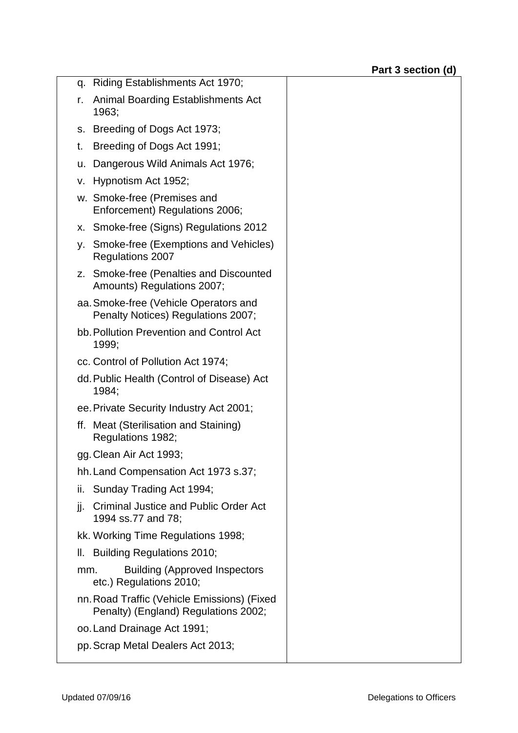| | |
|---|---|
| q. Riding Establishments Act 1970;<br>r. Animal Boarding Establishments Act 1963;<br>s. Breeding of Dogs Act 1973;<br>t. Breeding of Dogs Act 1991;<br>u. Dangerous Wild Animals Act 1976;<br>v. Hypnotism Act 1952;<br>w. Smoke-free (Premises and Enforcement) Regulations 2006;<br>x. Smoke-free (Signs) Regulations 2012<br>y. Smoke-free (Exemptions and Vehicles) Regulations 2007<br>z. Smoke-free (Penalties and Discounted Amounts) Regulations 2007;<br>aa. Smoke-free (Vehicle Operators and Penalty Notices) Regulations 2007;<br>bb. Pollution Prevention and Control Act 1999;<br>cc. Control of Pollution Act 1974;<br>dd. Public Health (Control of Disease) Act 1984;<br>ee. Private Security Industry Act 2001;<br>ff. Meat (Sterilisation and Staining) Regulations 1982;<br>gg. Clean Air Act 1993;<br>hh. Land Compensation Act 1973 s.37;<br>ii. Sunday Trading Act 1994;<br>jj. Criminal Justice and Public Order Act 1994 ss.77 and 78;<br>kk. Working Time Regulations 1998;<br>ll. Building Regulations 2010;<br>mm. Building (Approved Inspectors etc.) Regulations 2010;<br>nn. Road Traffic (Vehicle Emissions) (Fixed Penalty) (England) Regulations 2002;<br>oo. Land Drainage Act 1991;<br>pp. Scrap Metal Dealers Act 2013; | |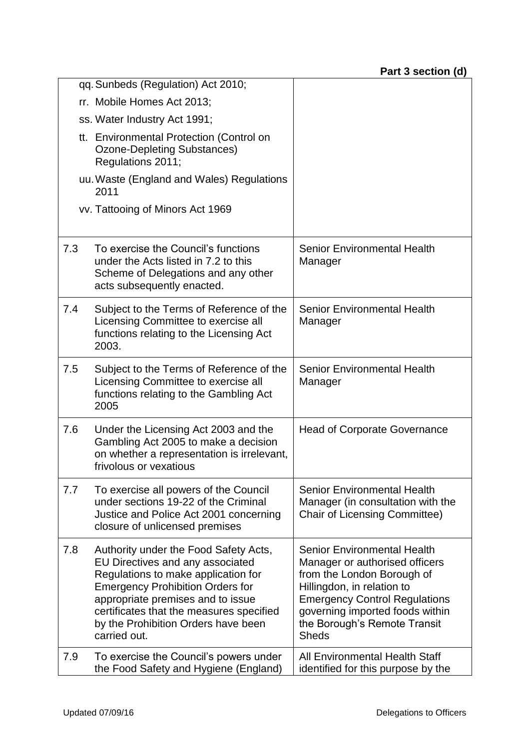**Part 3 section (d)**

| | | |
|---|---|---|
| | qq. Sunbeds (Regulation) Act 2010;<br>rr. Mobile Homes Act 2013;<br>ss. Water Industry Act 1991;<br>tt. Environmental Protection (Control on Ozone-Depleting Substances) Regulations 2011;<br>uu. Waste (England and Wales) Regulations 2011<br>vv. Tattooing of Minors Act 1969 | |
| 7.3 | To exercise the Council's functions under the Acts listed in 7.2 to this Scheme of Delegations and any other acts subsequently enacted. | Senior Environmental Health Manager |
| 7.4 | Subject to the Terms of Reference of the Licensing Committee to exercise all functions relating to the Licensing Act 2003. | Senior Environmental Health Manager |
| 7.5 | Subject to the Terms of Reference of the Licensing Committee to exercise all functions relating to the Gambling Act 2005 | Senior Environmental Health Manager |
| 7.6 | Under the Licensing Act 2003 and the Gambling Act 2005 to make a decision on whether a representation is irrelevant, frivolous or vexatious | Head of Corporate Governance |
| 7.7 | To exercise all powers of the Council under sections 19-22 of the Criminal Justice and Police Act 2001 concerning closure of unlicensed premises | Senior Environmental Health Manager (in consultation with the Chair of Licensing Committee) |
| 7.8 | Authority under the Food Safety Acts, EU Directives and any associated Regulations to make application for Emergency Prohibition Orders for appropriate premises and to issue certificates that the measures specified by the Prohibition Orders have been carried out. | Senior Environmental Health Manager or authorised officers from the London Borough of Hillingdon, in relation to Emergency Control Regulations governing imported foods within the Borough's Remote Transit Sheds |
| 7.9 | To exercise the Council's powers under the Food Safety and Hygiene (England) | All Environmental Health Staff identified for this purpose by the |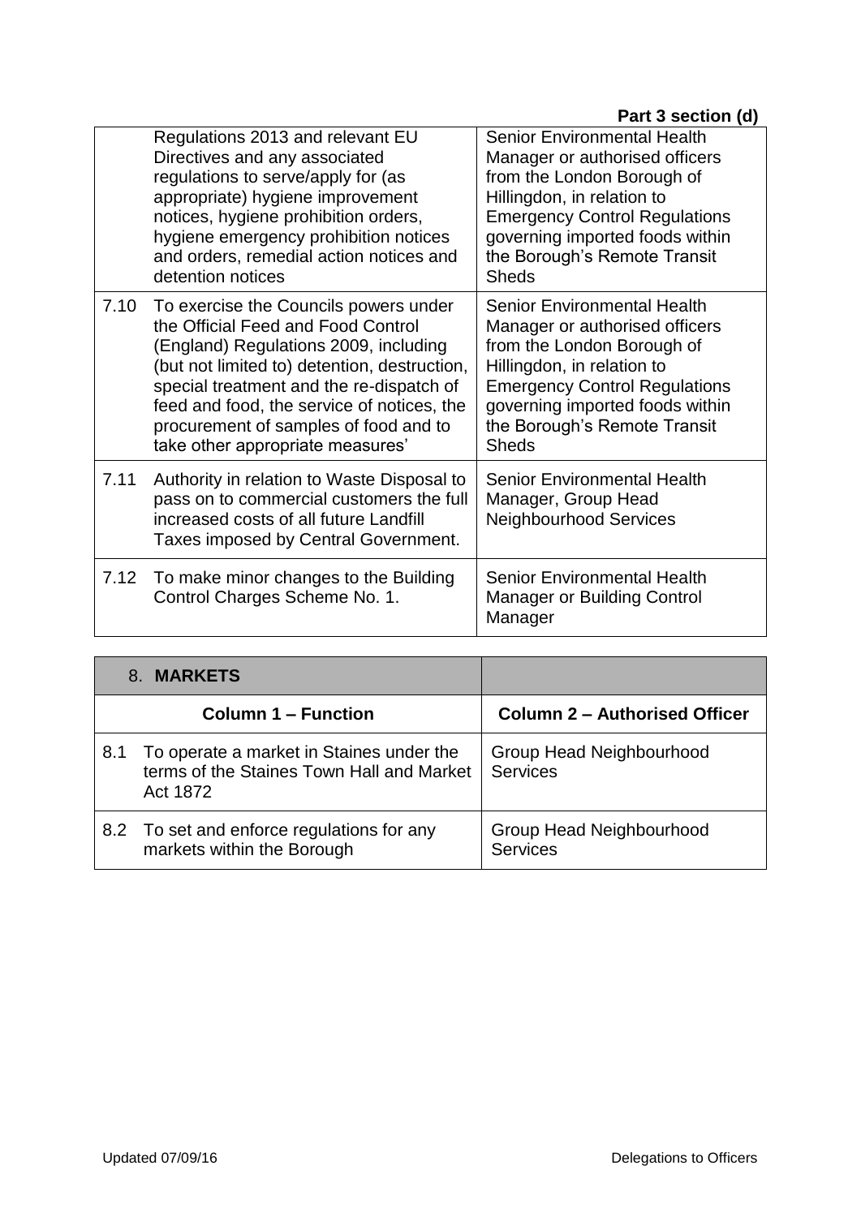| | | |
|---|---|---|
| | Regulations 2013 and relevant EU Directives and any associated regulations to serve/apply for (as appropriate) hygiene improvement notices, hygiene prohibition orders, hygiene emergency prohibition notices and orders, remedial action notices and detention notices | Senior Environmental Health Manager or authorised officers from the London Borough of Hillingdon, in relation to Emergency Control Regulations governing imported foods within the Borough's Remote Transit Sheds |
| 7.10 | To exercise the Councils powers under the Official Feed and Food Control (England) Regulations 2009, including (but not limited to) detention, destruction, special treatment and the re-dispatch of feed and food, the service of notices, the procurement of samples of food and to take other appropriate measures' | Senior Environmental Health Manager or authorised officers from the London Borough of Hillingdon, in relation to Emergency Control Regulations governing imported foods within the Borough's Remote Transit Sheds |
| 7.11 | Authority in relation to Waste Disposal to pass on to commercial customers the full increased costs of all future Landfill Taxes imposed by Central Government. | Senior Environmental Health Manager, Group Head Neighbourhood Services |
| 7.12 | To make minor changes to the Building Control Charges Scheme No. 1. | Senior Environmental Health Manager or Building Control Manager |

| 8. **MARKETS** | | |
|---|---|---|
| **Column 1 – Function** | | **Column 2 – Authorised Officer** |
| 8.1 | To operate a market in Staines under the terms of the Staines Town Hall and Market Act 1872 | Group Head Neighbourhood Services |
| 8.2 | To set and enforce regulations for any markets within the Borough | Group Head Neighbourhood Services |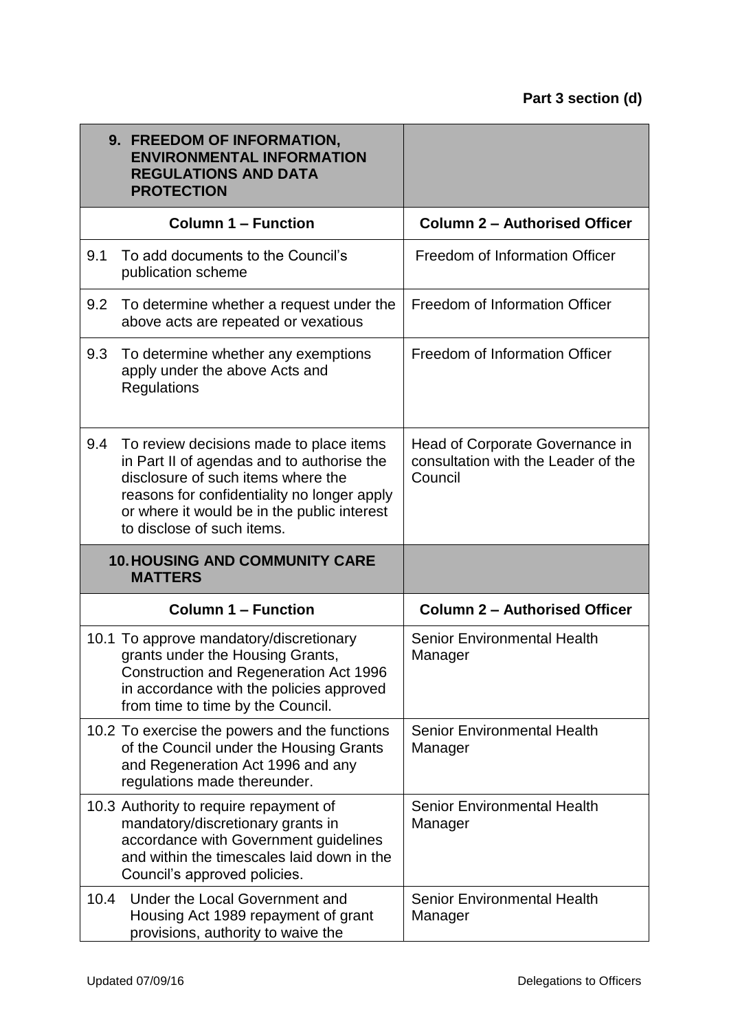**Part 3 section (d)**

| 9. FREEDOM OF INFORMATION, ENVIRONMENTAL INFORMATION REGULATIONS AND DATA PROTECTION | |
|---|---|
| **Column 1 – Function** | **Column 2 – Authorised Officer** |
| 9.1 To add documents to the Council's publication scheme | Freedom of Information Officer |
| 9.2 To determine whether a request under the above acts are repeated or vexatious | Freedom of Information Officer |
| 9.3 To determine whether any exemptions apply under the above Acts and Regulations | Freedom of Information Officer |
| 9.4 To review decisions made to place items in Part II of agendas and to authorise the disclosure of such items where the reasons for confidentiality no longer apply or where it would be in the public interest to disclose of such items. | Head of Corporate Governance in consultation with the Leader of the Council |
| **10. HOUSING AND COMMUNITY CARE MATTERS** | |
| **Column 1 – Function** | **Column 2 – Authorised Officer** |
| 10.1 To approve mandatory/discretionary grants under the Housing Grants, Construction and Regeneration Act 1996 in accordance with the policies approved from time to time by the Council. | Senior Environmental Health Manager |
| 10.2 To exercise the powers and the functions of the Council under the Housing Grants and Regeneration Act 1996 and any regulations made thereunder. | Senior Environmental Health Manager |
| 10.3 Authority to require repayment of mandatory/discretionary grants in accordance with Government guidelines and within the timescales laid down in the Council's approved policies. | Senior Environmental Health Manager |
| 10.4 Under the Local Government and Housing Act 1989 repayment of grant provisions, authority to waive the | Senior Environmental Health Manager |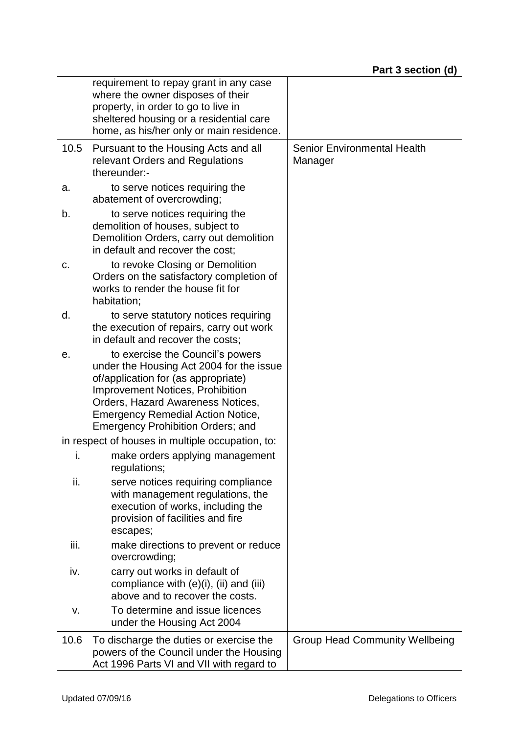**Part 3 section (d)**

| | | |
|---|---|---|
| | requirement to repay grant in any case where the owner disposes of their property, in order to go to live in sheltered housing or a residential care home, as his/her only or main residence. | |
| 10.5 | Pursuant to the Housing Acts and all relevant Orders and Regulations thereunder:- | Senior Environmental Health Manager |
| a. | to serve notices requiring the abatement of overcrowding; | |
| b. | to serve notices requiring the demolition of houses, subject to Demolition Orders, carry out demolition in default and recover the cost; | |
| c. | to revoke Closing or Demolition Orders on the satisfactory completion of works to render the house fit for habitation; | |
| d. | to serve statutory notices requiring the execution of repairs, carry out work in default and recover the costs; | |
| e. | to exercise the Council's powers under the Housing Act 2004 for the issue of/application for (as appropriate) Improvement Notices, Prohibition Orders, Hazard Awareness Notices, Emergency Remedial Action Notice, Emergency Prohibition Orders; and | |
| | in respect of houses in multiple occupation, to: | |
| i. | make orders applying management regulations; | |
| ii. | serve notices requiring compliance with management regulations, the execution of works, including the provision of facilities and fire escapes; | |
| iii. | make directions to prevent or reduce overcrowding; | |
| iv. | carry out works in default of compliance with (e)(i), (ii) and (iii) above and to recover the costs. | |
| v. | To determine and issue licences under the Housing Act 2004 | |
| 10.6 | To discharge the duties or exercise the powers of the Council under the Housing Act 1996 Parts VI and VII with regard to | Group Head Community Wellbeing |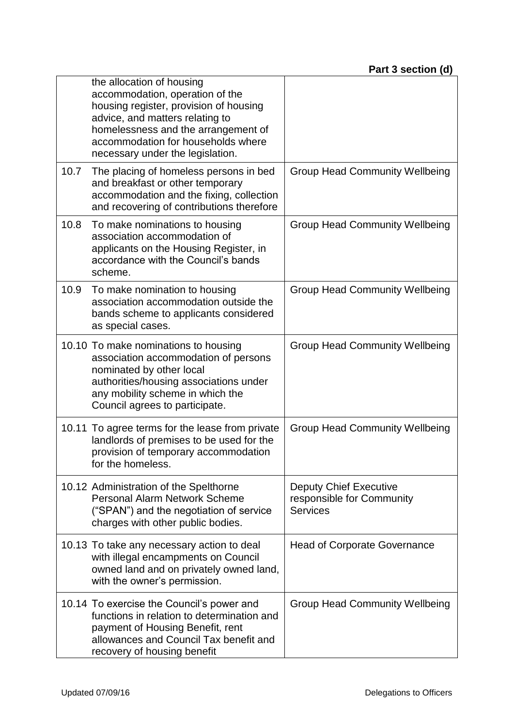| | | |
|---|---|---|
| | the allocation of housing accommodation, operation of the housing register, provision of housing advice, and matters relating to homelessness and the arrangement of accommodation for households where necessary under the legislation. | |
| 10.7 | The placing of homeless persons in bed and breakfast or other temporary accommodation and the fixing, collection and recovering of contributions therefore | Group Head Community Wellbeing |
| 10.8 | To make nominations to housing association accommodation of applicants on the Housing Register, in accordance with the Council's bands scheme. | Group Head Community Wellbeing |
| 10.9 | To make nomination to housing association accommodation outside the bands scheme to applicants considered as special cases. | Group Head Community Wellbeing |
| 10.10 | To make nominations to housing association accommodation of persons nominated by other local authorities/housing associations under any mobility scheme in which the Council agrees to participate. | Group Head Community Wellbeing |
| 10.11 | To agree terms for the lease from private landlords of premises to be used for the provision of temporary accommodation for the homeless. | Group Head Community Wellbeing |
| 10.12 | Administration of the Spelthorne Personal Alarm Network Scheme ("SPAN") and the negotiation of service charges with other public bodies. | Deputy Chief Executive responsible for Community Services |
| 10.13 | To take any necessary action to deal with illegal encampments on Council owned land and on privately owned land, with the owner's permission. | Head of Corporate Governance |
| 10.14 | To exercise the Council's power and functions in relation to determination and payment of Housing Benefit, rent allowances and Council Tax benefit and recovery of housing benefit | Group Head Community Wellbeing |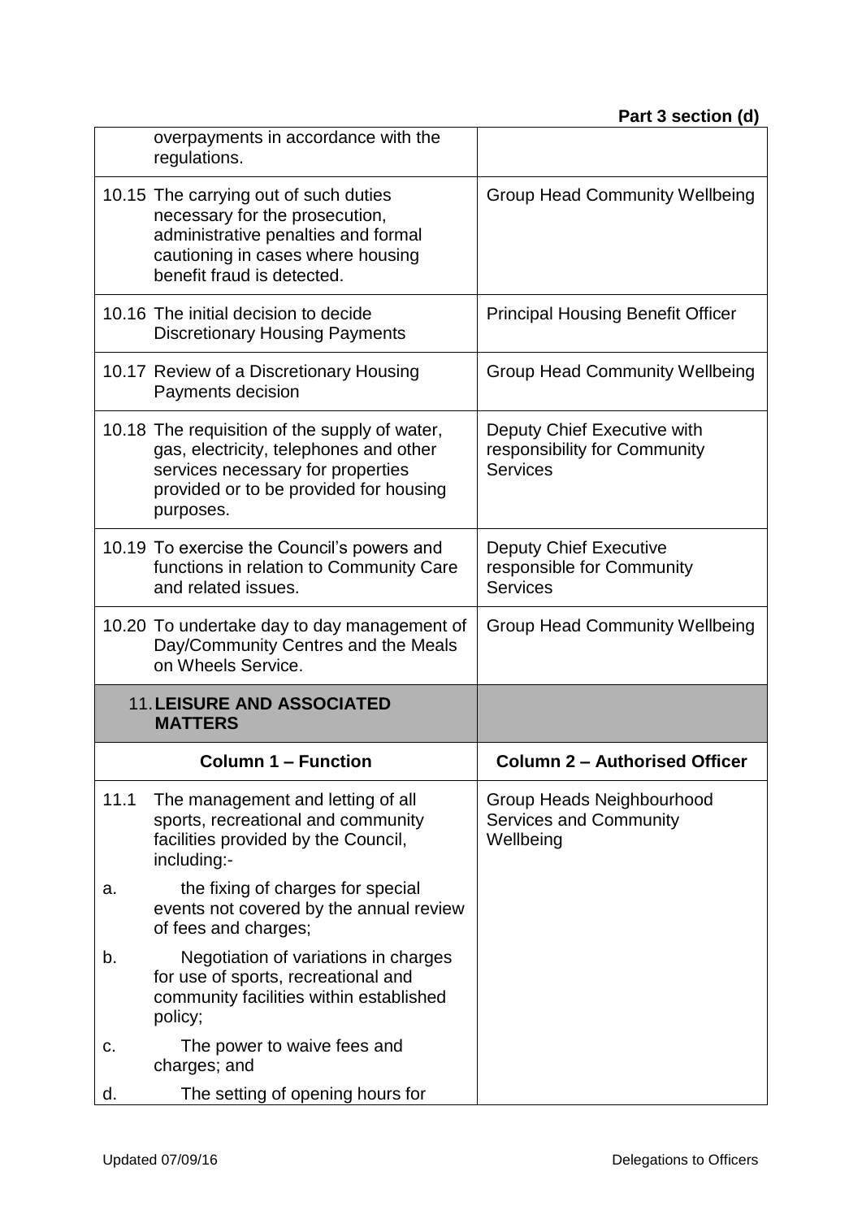| | |
|---|---|
| overpayments in accordance with the regulations. | |
| 10.15 The carrying out of such duties necessary for the prosecution, administrative penalties and formal cautioning in cases where housing benefit fraud is detected. | Group Head Community Wellbeing |
| 10.16 The initial decision to decide Discretionary Housing Payments | Principal Housing Benefit Officer |
| 10.17 Review of a Discretionary Housing Payments decision | Group Head Community Wellbeing |
| 10.18 The requisition of the supply of water, gas, electricity, telephones and other services necessary for properties provided or to be provided for housing purposes. | Deputy Chief Executive with responsibility for Community Services |
| 10.19 To exercise the Council's powers and functions in relation to Community Care and related issues. | Deputy Chief Executive responsible for Community Services |
| 10.20 To undertake day to day management of Day/Community Centres and the Meals on Wheels Service. | Group Head Community Wellbeing |
| **11. LEISURE AND ASSOCIATED MATTERS** | |
| **Column 1 – Function** | **Column 2 – Authorised Officer** |
| 11.1 The management and letting of all sports, recreational and community facilities provided by the Council, including:- | Group Heads Neighbourhood Services and Community Wellbeing |
| a. the fixing of charges for special events not covered by the annual review of fees and charges; | |
| b. Negotiation of variations in charges for use of sports, recreational and community facilities within established policy; | |
| c. The power to waive fees and charges; and | |
| d. The setting of opening hours for | |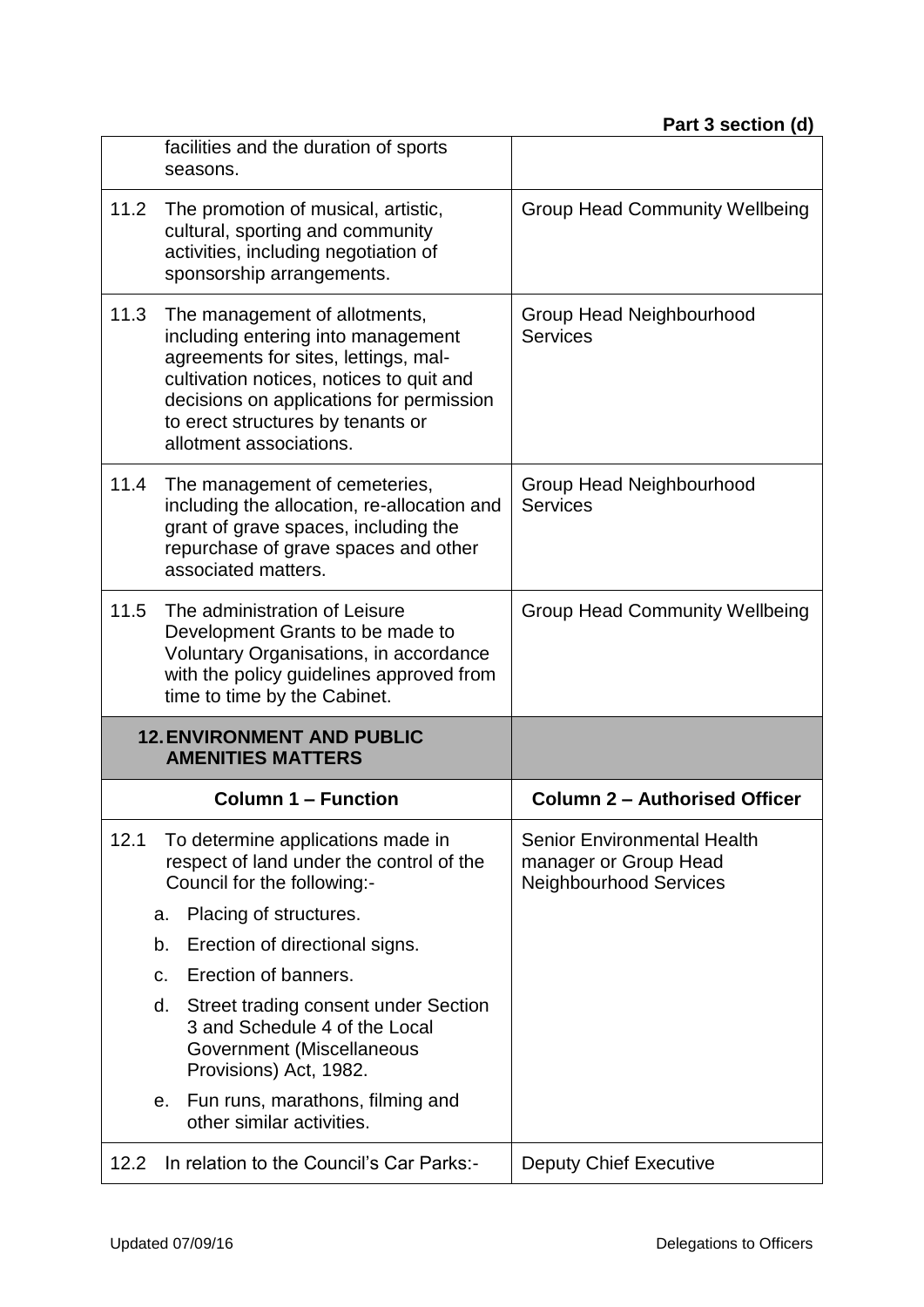| | |
|---|---|
| facilities and the duration of sports seasons. | |
| 11.2 The promotion of musical, artistic, cultural, sporting and community activities, including negotiation of sponsorship arrangements. | Group Head Community Wellbeing |
| 11.3 The management of allotments, including entering into management agreements for sites, lettings, mal-cultivation notices, notices to quit and decisions on applications for permission to erect structures by tenants or allotment associations. | Group Head Neighbourhood Services |
| 11.4 The management of cemeteries, including the allocation, re-allocation and grant of grave spaces, including the repurchase of grave spaces and other associated matters. | Group Head Neighbourhood Services |
| 11.5 The administration of Leisure Development Grants to be made to Voluntary Organisations, in accordance with the policy guidelines approved from time to time by the Cabinet. | Group Head Community Wellbeing |
| **12. ENVIRONMENT AND PUBLIC AMENITIES MATTERS** | |
| **Column 1 – Function** | **Column 2 – Authorised Officer** |
| 12.1 To determine applications made in respect of land under the control of the Council for the following:-<br>a. Placing of structures.<br>b. Erection of directional signs.<br>c. Erection of banners.<br>d. Street trading consent under Section 3 and Schedule 4 of the Local Government (Miscellaneous Provisions) Act, 1982.<br>e. Fun runs, marathons, filming and other similar activities. | Senior Environmental Health manager or Group Head Neighbourhood Services |
| 12.2 In relation to the Council's Car Parks:- | Deputy Chief Executive |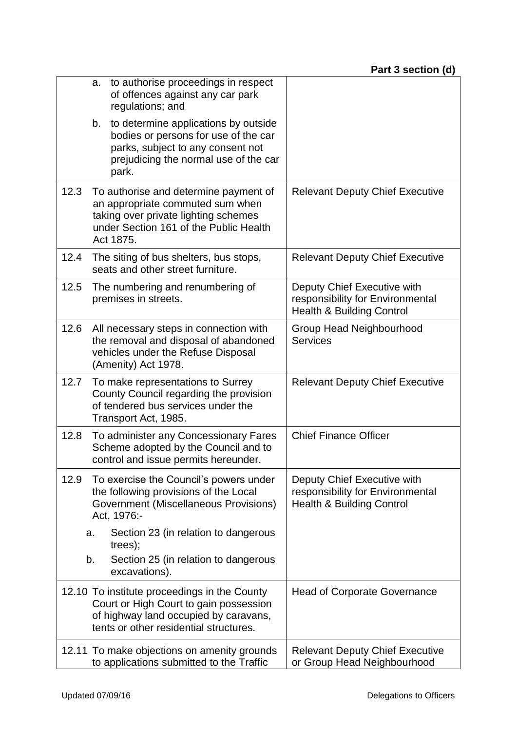| | |
|---|---|
| a. to authorise proceedings in respect of offences against any car park regulations; and<br>b. to determine applications by outside bodies or persons for use of the car parks, subject to any consent not prejudicing the normal use of the car park. | |
| 12.3 To authorise and determine payment of an appropriate commuted sum when taking over private lighting schemes under Section 161 of the Public Health Act 1875. | Relevant Deputy Chief Executive |
| 12.4 The siting of bus shelters, bus stops, seats and other street furniture. | Relevant Deputy Chief Executive |
| 12.5 The numbering and renumbering of premises in streets. | Deputy Chief Executive with responsibility for Environmental Health & Building Control |
| 12.6 All necessary steps in connection with the removal and disposal of abandoned vehicles under the Refuse Disposal (Amenity) Act 1978. | Group Head Neighbourhood Services |
| 12.7 To make representations to Surrey County Council regarding the provision of tendered bus services under the Transport Act, 1985. | Relevant Deputy Chief Executive |
| 12.8 To administer any Concessionary Fares Scheme adopted by the Council and to control and issue permits hereunder. | Chief Finance Officer |
| 12.9 To exercise the Council's powers under the following provisions of the Local Government (Miscellaneous Provisions) Act, 1976:-<br>a. Section 23 (in relation to dangerous trees);<br>b. Section 25 (in relation to dangerous excavations). | Deputy Chief Executive with responsibility for Environmental Health & Building Control |
| 12.10 To institute proceedings in the County Court or High Court to gain possession of highway land occupied by caravans, tents or other residential structures. | Head of Corporate Governance |
| 12.11 To make objections on amenity grounds to applications submitted to the Traffic | Relevant Deputy Chief Executive or Group Head Neighbourhood |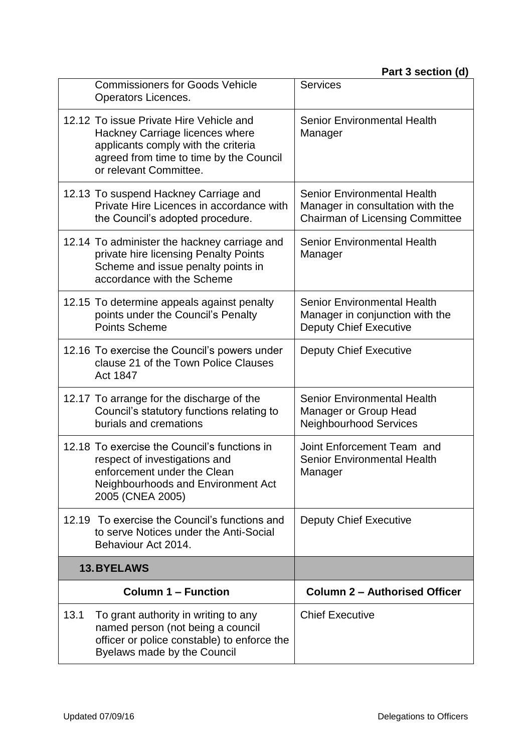| | |
|---|---|
| Commissioners for Goods Vehicle Operators Licences. | Services |
| 12.12 To issue Private Hire Vehicle and Hackney Carriage licences where applicants comply with the criteria agreed from time to time by the Council or relevant Committee. | Senior Environmental Health Manager |
| 12.13 To suspend Hackney Carriage and Private Hire Licences in accordance with the Council's adopted procedure. | Senior Environmental Health Manager in consultation with the Chairman of Licensing Committee |
| 12.14 To administer the hackney carriage and private hire licensing Penalty Points Scheme and issue penalty points in accordance with the Scheme | Senior Environmental Health Manager |
| 12.15 To determine appeals against penalty points under the Council's Penalty Points Scheme | Senior Environmental Health Manager in conjunction with the Deputy Chief Executive |
| 12.16 To exercise the Council's powers under clause 21 of the Town Police Clauses Act 1847 | Deputy Chief Executive |
| 12.17 To arrange for the discharge of the Council's statutory functions relating to burials and cremations | Senior Environmental Health Manager or Group Head Neighbourhood Services |
| 12.18 To exercise the Council's functions in respect of investigations and enforcement under the Clean Neighbourhoods and Environment Act 2005 (CNEA 2005) | Joint Enforcement Team and Senior Environmental Health Manager |
| 12.19 To exercise the Council's functions and to serve Notices under the Anti-Social Behaviour Act 2014. | Deputy Chief Executive |

| **13. BYELAWS** | |
|---|---|
| **Column 1 – Function** | **Column 2 – Authorised Officer** |
| 13.1 To grant authority in writing to any named person (not being a council officer or police constable) to enforce the Byelaws made by the Council | Chief Executive |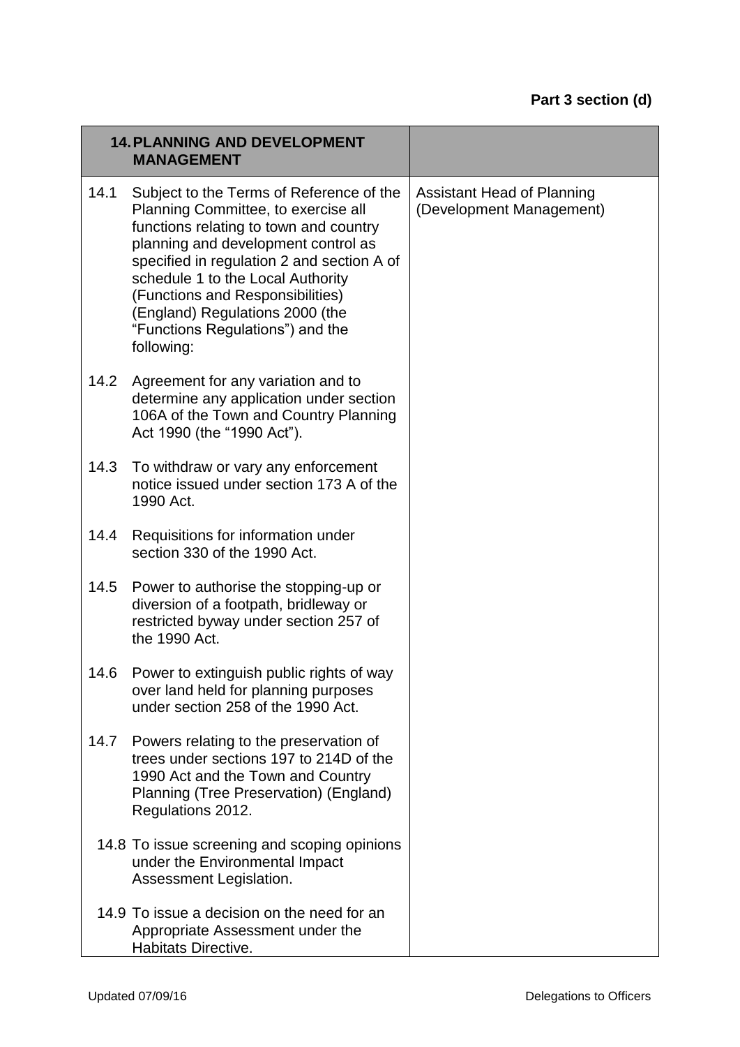**Part 3 section (d)**

| 14. PLANNING AND DEVELOPMENT MANAGEMENT | |
|---|---|
| 14.1 Subject to the Terms of Reference of the Planning Committee, to exercise all functions relating to town and country planning and development control as specified in regulation 2 and section A of schedule 1 to the Local Authority (Functions and Responsibilities) (England) Regulations 2000 (the "Functions Regulations") and the following:<br><br>14.2 Agreement for any variation and to determine any application under section 106A of the Town and Country Planning Act 1990 (the "1990 Act").<br><br>14.3 To withdraw or vary any enforcement notice issued under section 173 A of the 1990 Act.<br><br>14.4 Requisitions for information under section 330 of the 1990 Act.<br><br>14.5 Power to authorise the stopping-up or diversion of a footpath, bridleway or restricted byway under section 257 of the 1990 Act.<br><br>14.6 Power to extinguish public rights of way over land held for planning purposes under section 258 of the 1990 Act.<br><br>14.7 Powers relating to the preservation of trees under sections 197 to 214D of the 1990 Act and the Town and Country Planning (Tree Preservation) (England) Regulations 2012.<br><br>14.8 To issue screening and scoping opinions under the Environmental Impact Assessment Legislation.<br><br>14.9 To issue a decision on the need for an Appropriate Assessment under the Habitats Directive. | Assistant Head of Planning (Development Management) |

Updated 07/09/16 — Delegations to Officers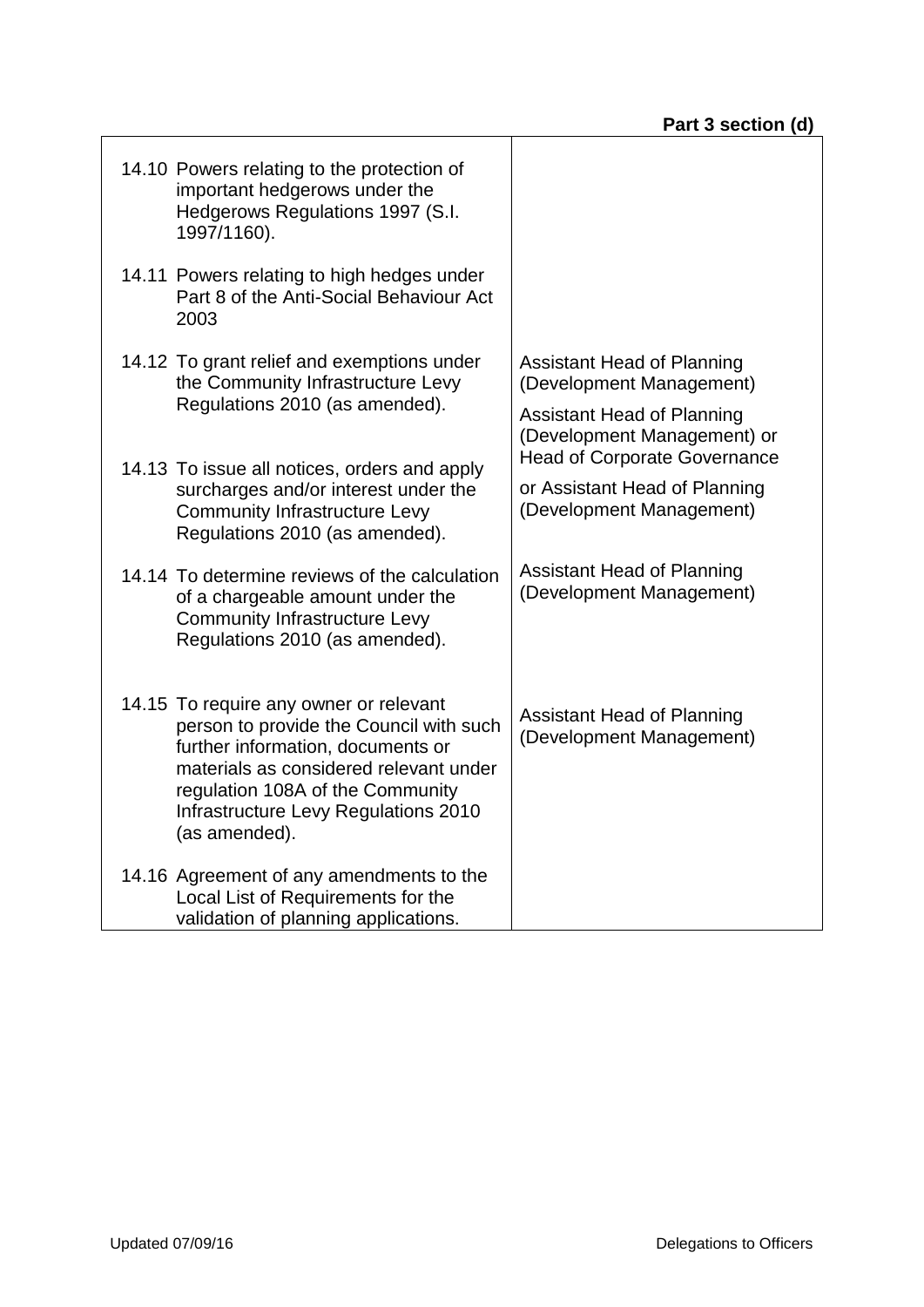| | |
|---|---|
| 14.10 Powers relating to the protection of important hedgerows under the Hedgerows Regulations 1997 (S.I. 1997/1160). | |
| 14.11 Powers relating to high hedges under Part 8 of the Anti-Social Behaviour Act 2003 | |
| 14.12 To grant relief and exemptions under the Community Infrastructure Levy Regulations 2010 (as amended). | Assistant Head of Planning (Development Management) |
| 14.13 To issue all notices, orders and apply surcharges and/or interest under the Community Infrastructure Levy Regulations 2010 (as amended). | Assistant Head of Planning (Development Management) or Head of Corporate Governance or Assistant Head of Planning (Development Management) |
| 14.14 To determine reviews of the calculation of a chargeable amount under the Community Infrastructure Levy Regulations 2010 (as amended). | Assistant Head of Planning (Development Management) |
| 14.15 To require any owner or relevant person to provide the Council with such further information, documents or materials as considered relevant under regulation 108A of the Community Infrastructure Levy Regulations 2010 (as amended). | Assistant Head of Planning (Development Management) |
| 14.16 Agreement of any amendments to the Local List of Requirements for the validation of planning applications. | |